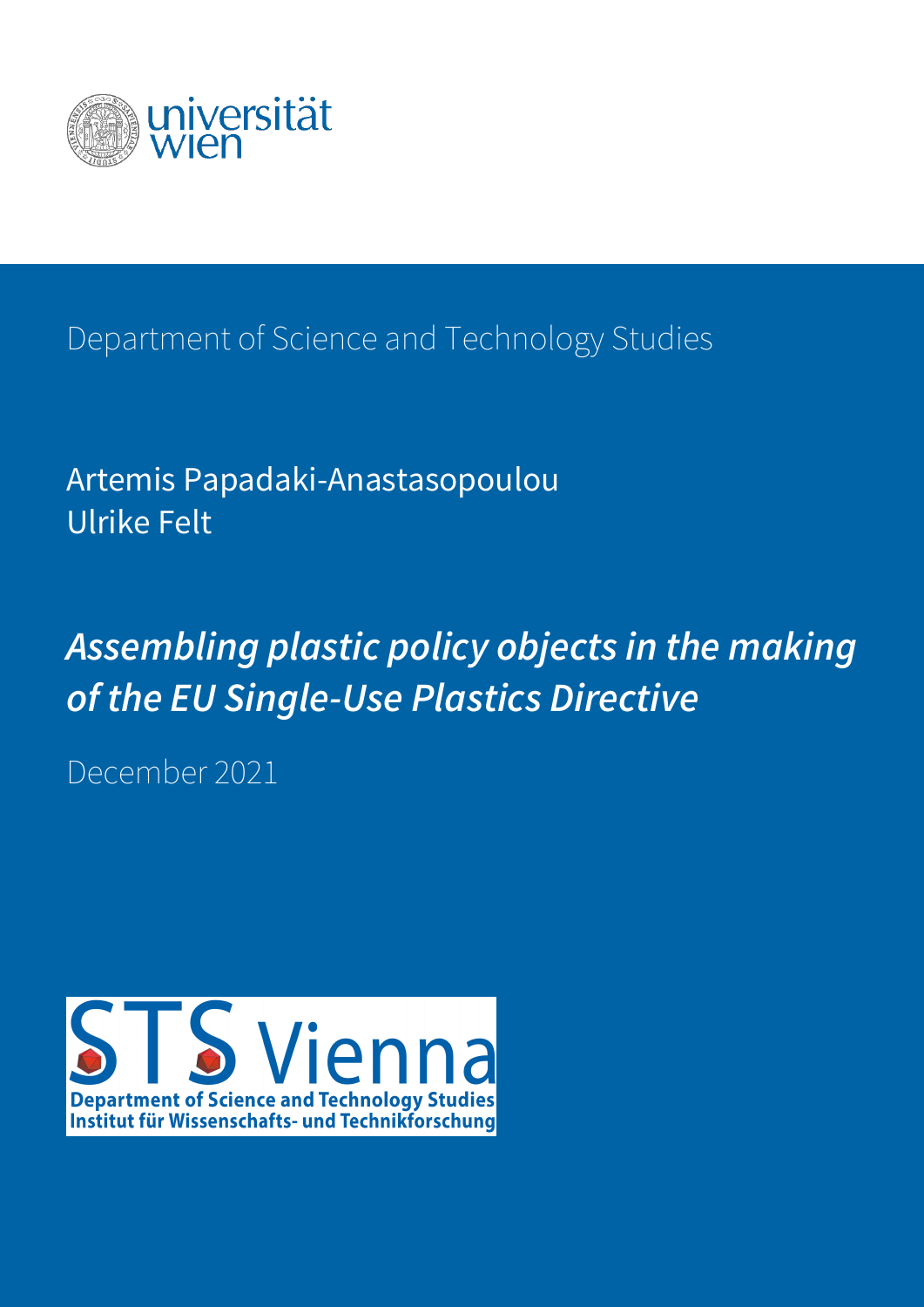universität wien

Department of Science and Technology Studies

Artemis Papadaki-Anastasopoulou
Ulrike Felt

# *Assembling plastic policy objects in the making of the EU Single-Use Plastics Directive*

December 2021

STS Vienna
Department of Science and Technology Studies
Institut für Wissenschafts- und Technikforschung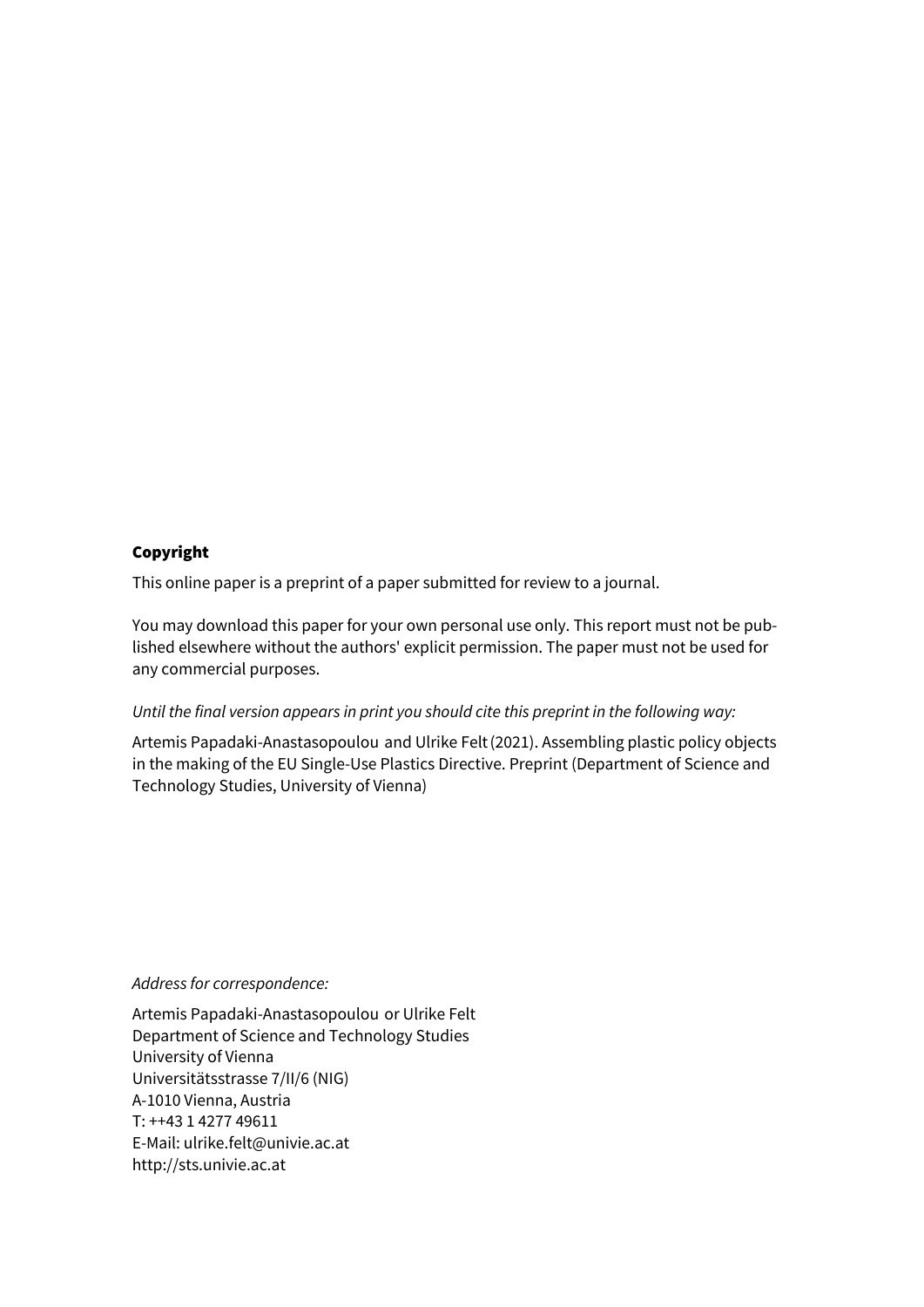**Copyright**

This online paper is a preprint of a paper submitted for review to a journal.

You may download this paper for your own personal use only. This report must not be published elsewhere without the authors' explicit permission. The paper must not be used for any commercial purposes.

*Until the final version appears in print you should cite this preprint in the following way:*

Artemis Papadaki-Anastasopoulou and Ulrike Felt (2021). Assembling plastic policy objects in the making of the EU Single-Use Plastics Directive. Preprint (Department of Science and Technology Studies, University of Vienna)

*Address for correspondence:*

Artemis Papadaki-Anastasopoulou or Ulrike Felt
Department of Science and Technology Studies
University of Vienna
Universitätsstrasse 7/II/6 (NIG)
A-1010 Vienna, Austria
T: ++43 1 4277 49611
E-Mail: ulrike.felt@univie.ac.at
http://sts.univie.ac.at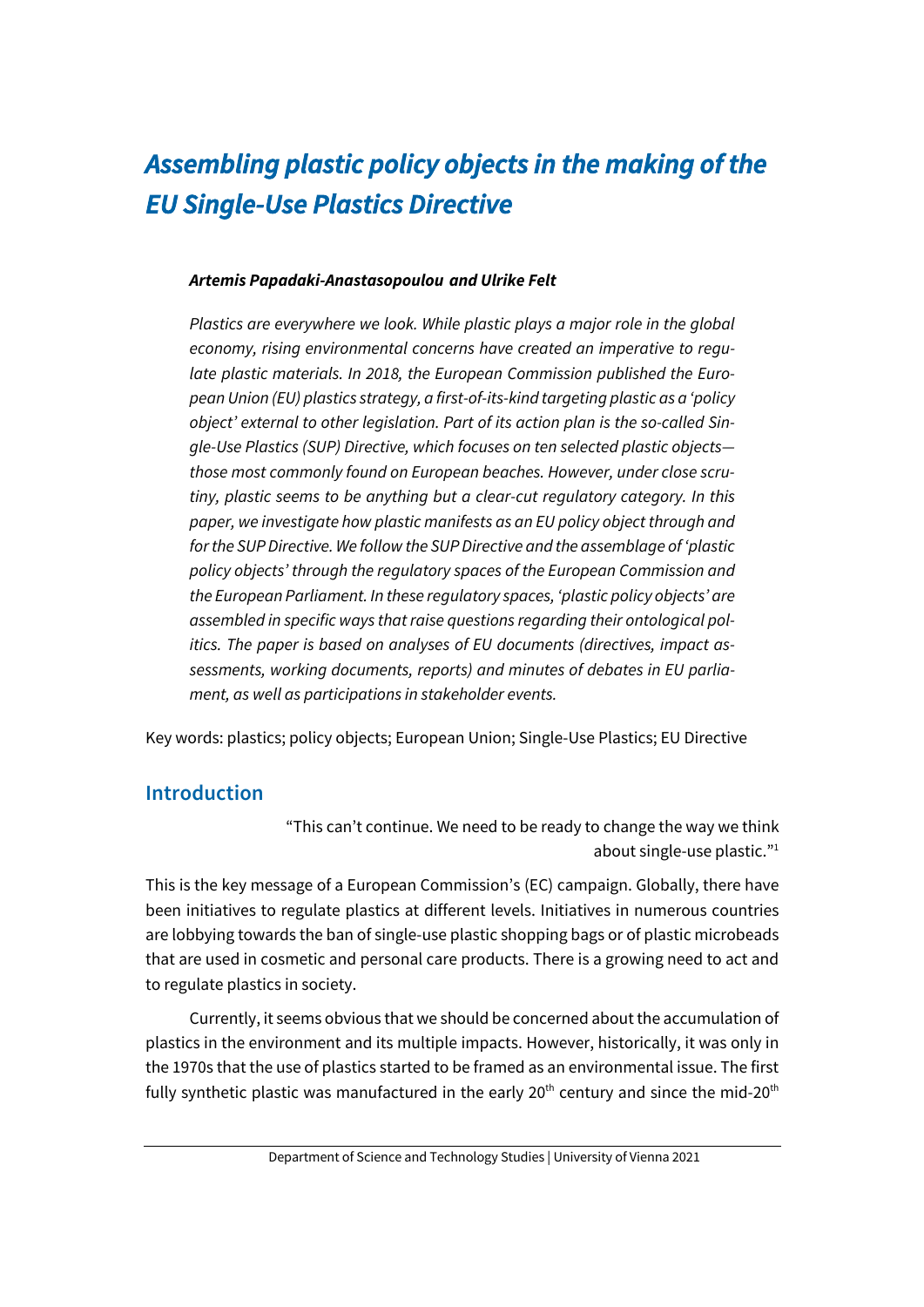# *Assembling plastic policy objects in the making of the EU Single-Use Plastics Directive*

***Artemis Papadaki-Anastasopoulou and Ulrike Felt***

*Plastics are everywhere we look. While plastic plays a major role in the global economy, rising environmental concerns have created an imperative to regulate plastic materials. In 2018, the European Commission published the European Union (EU) plastics strategy, a first-of-its-kind targeting plastic as a 'policy object' external to other legislation. Part of its action plan is the so-called Single-Use Plastics (SUP) Directive, which focuses on ten selected plastic objects—those most commonly found on European beaches. However, under close scrutiny, plastic seems to be anything but a clear-cut regulatory category. In this paper, we investigate how plastic manifests as an EU policy object through and for the SUP Directive. We follow the SUP Directive and the assemblage of 'plastic policy objects' through the regulatory spaces of the European Commission and the European Parliament. In these regulatory spaces, 'plastic policy objects' are assembled in specific ways that raise questions regarding their ontological politics. The paper is based on analyses of EU documents (directives, impact assessments, working documents, reports) and minutes of debates in EU parliament, as well as participations in stakeholder events.*

Key words: plastics; policy objects; European Union; Single-Use Plastics; EU Directive

## Introduction

"This can't continue. We need to be ready to change the way we think about single-use plastic."[1]

This is the key message of a European Commission's (EC) campaign. Globally, there have been initiatives to regulate plastics at different levels. Initiatives in numerous countries are lobbying towards the ban of single-use plastic shopping bags or of plastic microbeads that are used in cosmetic and personal care products. There is a growing need to act and to regulate plastics in society.

Currently, it seems obvious that we should be concerned about the accumulation of plastics in the environment and its multiple impacts. However, historically, it was only in the 1970s that the use of plastics started to be framed as an environmental issue. The first fully synthetic plastic was manufactured in the early 20th century and since the mid-20th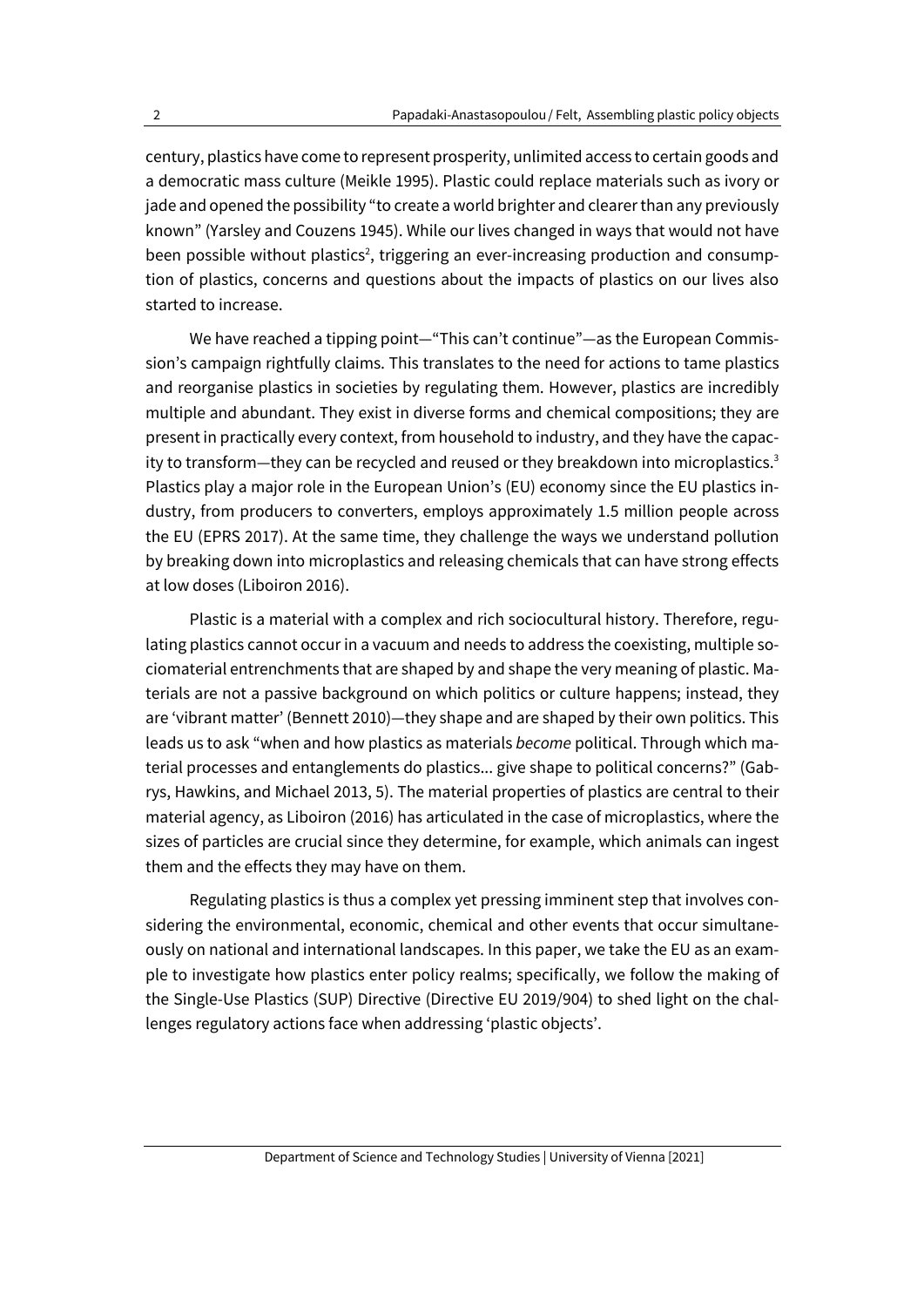century, plastics have come to represent prosperity, unlimited access to certain goods and a democratic mass culture (Meikle 1995). Plastic could replace materials such as ivory or jade and opened the possibility "to create a world brighter and clearer than any previously known" (Yarsley and Couzens 1945). While our lives changed in ways that would not have been possible without plastics[2], triggering an ever-increasing production and consumption of plastics, concerns and questions about the impacts of plastics on our lives also started to increase.

We have reached a tipping point—"This can't continue"—as the European Commission's campaign rightfully claims. This translates to the need for actions to tame plastics and reorganise plastics in societies by regulating them. However, plastics are incredibly multiple and abundant. They exist in diverse forms and chemical compositions; they are present in practically every context, from household to industry, and they have the capacity to transform—they can be recycled and reused or they breakdown into microplastics.[3] Plastics play a major role in the European Union's (EU) economy since the EU plastics industry, from producers to converters, employs approximately 1.5 million people across the EU (EPRS 2017). At the same time, they challenge the ways we understand pollution by breaking down into microplastics and releasing chemicals that can have strong effects at low doses (Liboiron 2016).

Plastic is a material with a complex and rich sociocultural history. Therefore, regulating plastics cannot occur in a vacuum and needs to address the coexisting, multiple sociomaterial entrenchments that are shaped by and shape the very meaning of plastic. Materials are not a passive background on which politics or culture happens; instead, they are 'vibrant matter' (Bennett 2010)—they shape and are shaped by their own politics. This leads us to ask "when and how plastics as materials *become* political. Through which material processes and entanglements do plastics... give shape to political concerns?" (Gabrys, Hawkins, and Michael 2013, 5). The material properties of plastics are central to their material agency, as Liboiron (2016) has articulated in the case of microplastics, where the sizes of particles are crucial since they determine, for example, which animals can ingest them and the effects they may have on them.

Regulating plastics is thus a complex yet pressing imminent step that involves considering the environmental, economic, chemical and other events that occur simultaneously on national and international landscapes. In this paper, we take the EU as an example to investigate how plastics enter policy realms; specifically, we follow the making of the Single-Use Plastics (SUP) Directive (Directive EU 2019/904) to shed light on the challenges regulatory actions face when addressing 'plastic objects'.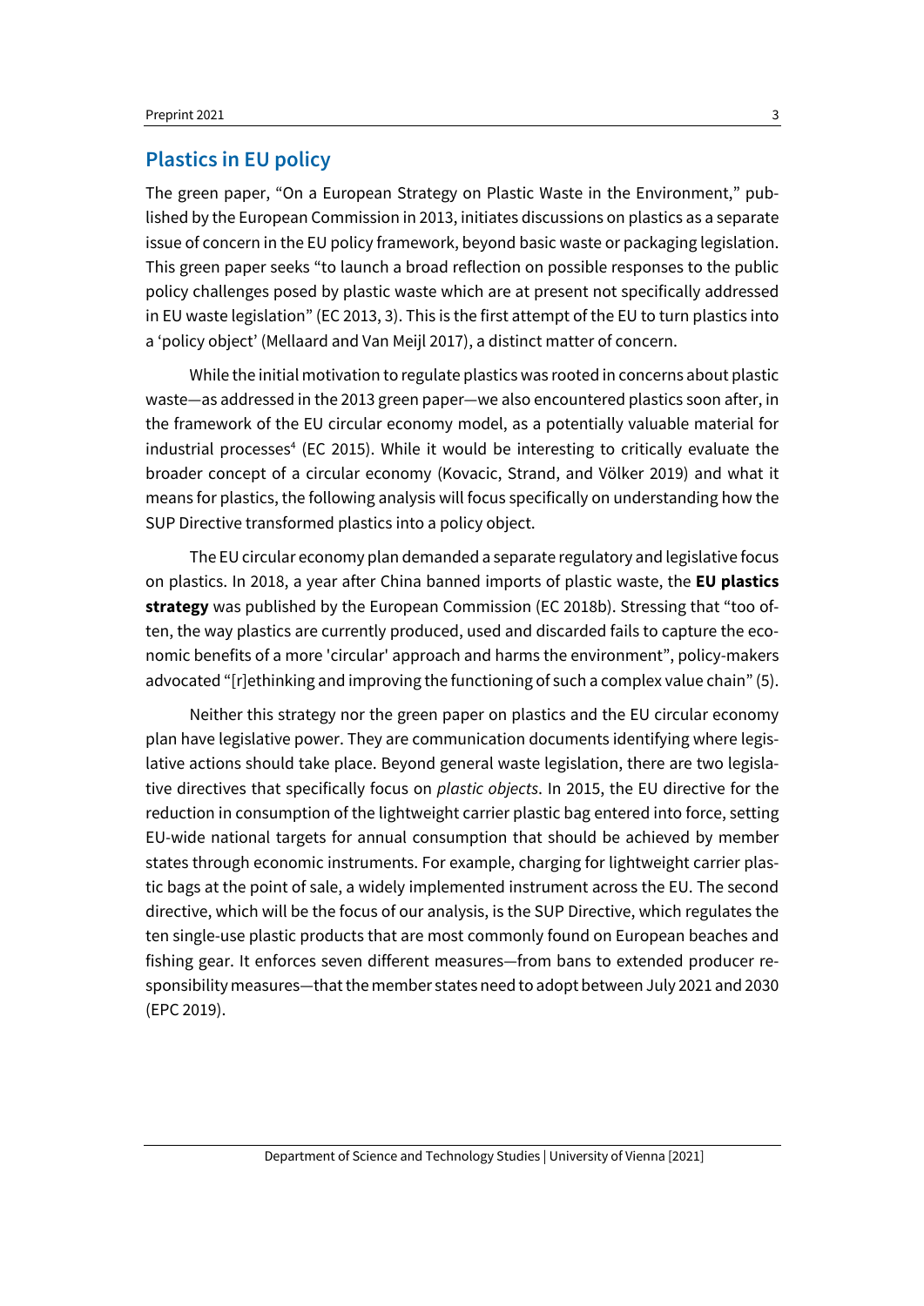## Plastics in EU policy

The green paper, "On a European Strategy on Plastic Waste in the Environment," published by the European Commission in 2013, initiates discussions on plastics as a separate issue of concern in the EU policy framework, beyond basic waste or packaging legislation. This green paper seeks "to launch a broad reflection on possible responses to the public policy challenges posed by plastic waste which are at present not specifically addressed in EU waste legislation" (EC 2013, 3). This is the first attempt of the EU to turn plastics into a 'policy object' (Mellaard and Van Meijl 2017), a distinct matter of concern.

While the initial motivation to regulate plastics was rooted in concerns about plastic waste—as addressed in the 2013 green paper—we also encountered plastics soon after, in the framework of the EU circular economy model, as a potentially valuable material for industrial processes[4] (EC 2015). While it would be interesting to critically evaluate the broader concept of a circular economy (Kovacic, Strand, and Völker 2019) and what it means for plastics, the following analysis will focus specifically on understanding how the SUP Directive transformed plastics into a policy object.

The EU circular economy plan demanded a separate regulatory and legislative focus on plastics. In 2018, a year after China banned imports of plastic waste, the **EU plastics strategy** was published by the European Commission (EC 2018b). Stressing that "too often, the way plastics are currently produced, used and discarded fails to capture the economic benefits of a more 'circular' approach and harms the environment", policy-makers advocated "[r]ethinking and improving the functioning of such a complex value chain" (5).

Neither this strategy nor the green paper on plastics and the EU circular economy plan have legislative power. They are communication documents identifying where legislative actions should take place. Beyond general waste legislation, there are two legislative directives that specifically focus on *plastic objects*. In 2015, the EU directive for the reduction in consumption of the lightweight carrier plastic bag entered into force, setting EU-wide national targets for annual consumption that should be achieved by member states through economic instruments. For example, charging for lightweight carrier plastic bags at the point of sale, a widely implemented instrument across the EU. The second directive, which will be the focus of our analysis, is the SUP Directive, which regulates the ten single-use plastic products that are most commonly found on European beaches and fishing gear. It enforces seven different measures—from bans to extended producer responsibility measures—that the member states need to adopt between July 2021 and 2030 (EPC 2019).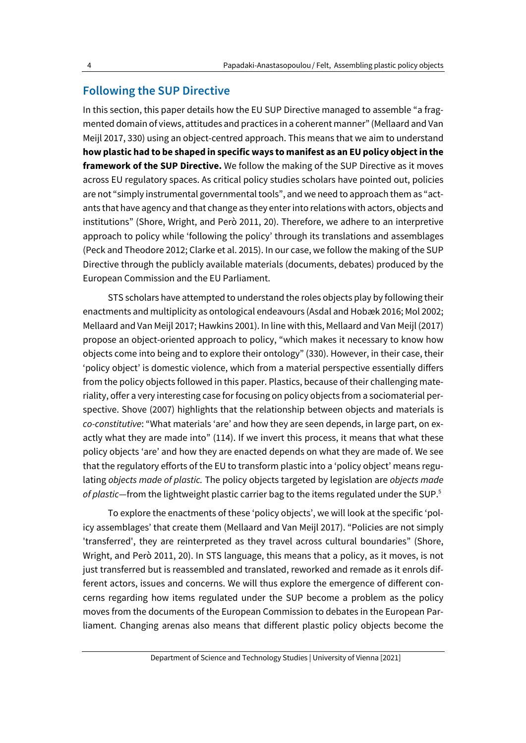## Following the SUP Directive

In this section, this paper details how the EU SUP Directive managed to assemble "a fragmented domain of views, attitudes and practices in a coherent manner" (Mellaard and Van Meijl 2017, 330) using an object-centred approach. This means that we aim to understand **how plastic had to be shaped in specific ways to manifest as an EU policy object in the framework of the SUP Directive.** We follow the making of the SUP Directive as it moves across EU regulatory spaces. As critical policy studies scholars have pointed out, policies are not "simply instrumental governmental tools", and we need to approach them as "actants that have agency and that change as they enter into relations with actors, objects and institutions" (Shore, Wright, and Però 2011, 20). Therefore, we adhere to an interpretive approach to policy while 'following the policy' through its translations and assemblages (Peck and Theodore 2012; Clarke et al. 2015). In our case, we follow the making of the SUP Directive through the publicly available materials (documents, debates) produced by the European Commission and the EU Parliament.

STS scholars have attempted to understand the roles objects play by following their enactments and multiplicity as ontological endeavours (Asdal and Hobæk 2016; Mol 2002; Mellaard and Van Meijl 2017; Hawkins 2001). In line with this, Mellaard and Van Meijl (2017) propose an object-oriented approach to policy, "which makes it necessary to know how objects come into being and to explore their ontology" (330). However, in their case, their 'policy object' is domestic violence, which from a material perspective essentially differs from the policy objects followed in this paper. Plastics, because of their challenging materiality, offer a very interesting case for focusing on policy objects from a sociomaterial perspective. Shove (2007) highlights that the relationship between objects and materials is *co-constitutive*: "What materials 'are' and how they are seen depends, in large part, on exactly what they are made into" (114). If we invert this process, it means that what these policy objects 'are' and how they are enacted depends on what they are made of. We see that the regulatory efforts of the EU to transform plastic into a 'policy object' means regulating *objects made of plastic.* The policy objects targeted by legislation are *objects made of plastic*—from the lightweight plastic carrier bag to the items regulated under the SUP.[5]

To explore the enactments of these 'policy objects', we will look at the specific 'policy assemblages' that create them (Mellaard and Van Meijl 2017). "Policies are not simply 'transferred', they are reinterpreted as they travel across cultural boundaries" (Shore, Wright, and Però 2011, 20). In STS language, this means that a policy, as it moves, is not just transferred but is reassembled and translated, reworked and remade as it enrols different actors, issues and concerns. We will thus explore the emergence of different concerns regarding how items regulated under the SUP become a problem as the policy moves from the documents of the European Commission to debates in the European Parliament. Changing arenas also means that different plastic policy objects become the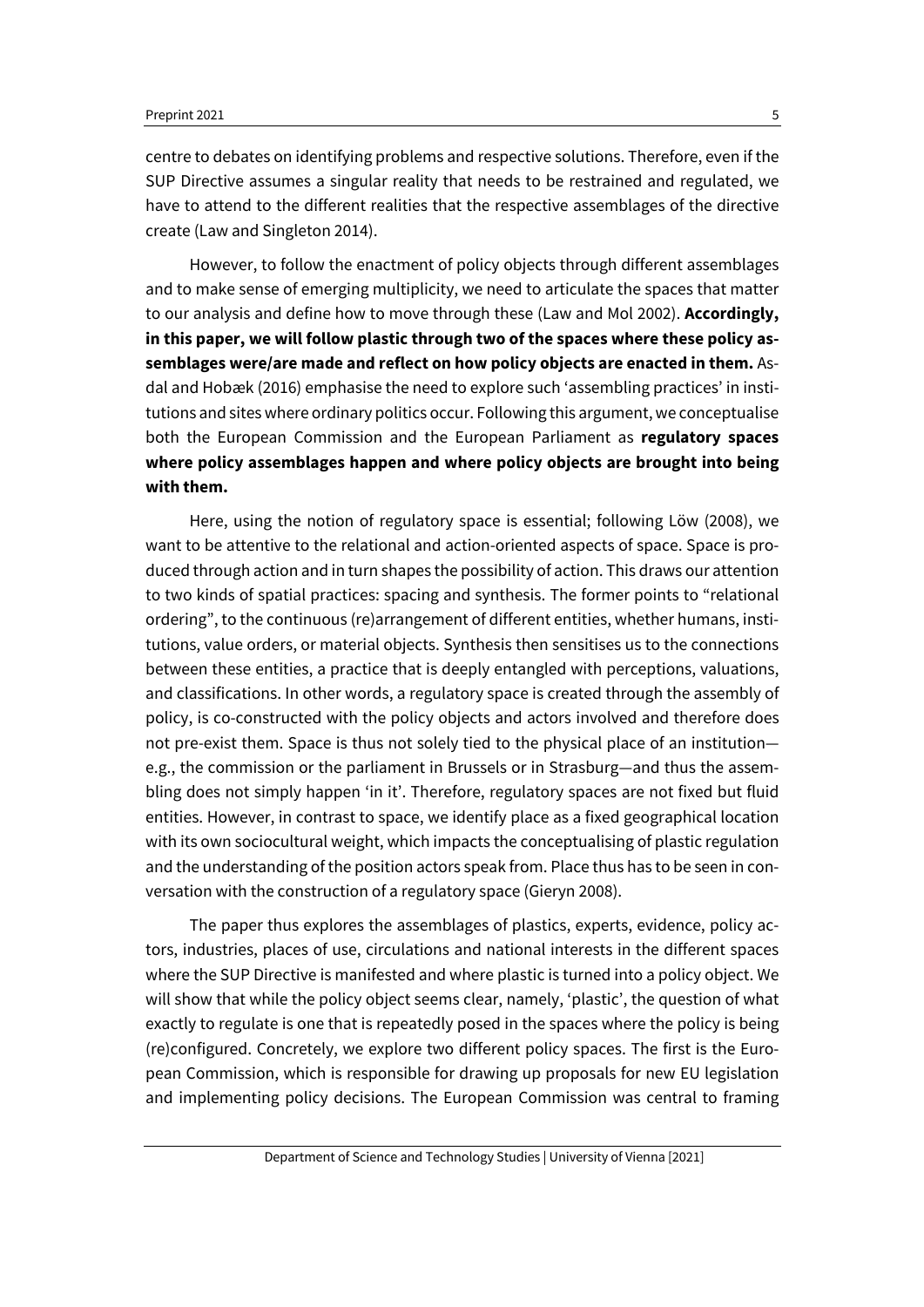centre to debates on identifying problems and respective solutions. Therefore, even if the SUP Directive assumes a singular reality that needs to be restrained and regulated, we have to attend to the different realities that the respective assemblages of the directive create (Law and Singleton 2014).

However, to follow the enactment of policy objects through different assemblages and to make sense of emerging multiplicity, we need to articulate the spaces that matter to our analysis and define how to move through these (Law and Mol 2002). **Accordingly, in this paper, we will follow plastic through two of the spaces where these policy assemblages were/are made and reflect on how policy objects are enacted in them.** Asdal and Hobæk (2016) emphasise the need to explore such 'assembling practices' in institutions and sites where ordinary politics occur. Following this argument, we conceptualise both the European Commission and the European Parliament as **regulatory spaces where policy assemblages happen and where policy objects are brought into being with them.**

Here, using the notion of regulatory space is essential; following Löw (2008), we want to be attentive to the relational and action-oriented aspects of space. Space is produced through action and in turn shapes the possibility of action. This draws our attention to two kinds of spatial practices: spacing and synthesis. The former points to "relational ordering", to the continuous (re)arrangement of different entities, whether humans, institutions, value orders, or material objects. Synthesis then sensitises us to the connections between these entities, a practice that is deeply entangled with perceptions, valuations, and classifications. In other words, a regulatory space is created through the assembly of policy, is co-constructed with the policy objects and actors involved and therefore does not pre-exist them. Space is thus not solely tied to the physical place of an institution—e.g., the commission or the parliament in Brussels or in Strasburg—and thus the assembling does not simply happen 'in it'. Therefore, regulatory spaces are not fixed but fluid entities. However, in contrast to space, we identify place as a fixed geographical location with its own sociocultural weight, which impacts the conceptualising of plastic regulation and the understanding of the position actors speak from. Place thus has to be seen in conversation with the construction of a regulatory space (Gieryn 2008).

The paper thus explores the assemblages of plastics, experts, evidence, policy actors, industries, places of use, circulations and national interests in the different spaces where the SUP Directive is manifested and where plastic is turned into a policy object. We will show that while the policy object seems clear, namely, 'plastic', the question of what exactly to regulate is one that is repeatedly posed in the spaces where the policy is being (re)configured. Concretely, we explore two different policy spaces. The first is the European Commission, which is responsible for drawing up proposals for new EU legislation and implementing policy decisions. The European Commission was central to framing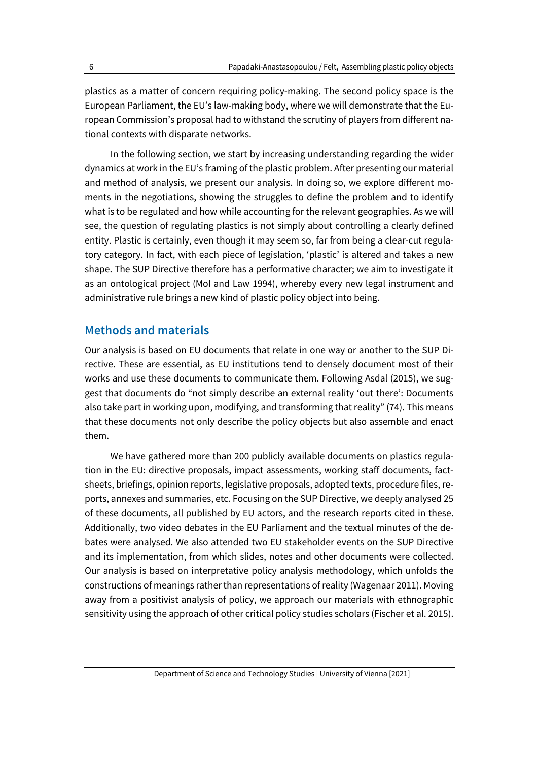plastics as a matter of concern requiring policy-making. The second policy space is the European Parliament, the EU's law-making body, where we will demonstrate that the European Commission's proposal had to withstand the scrutiny of players from different national contexts with disparate networks.

In the following section, we start by increasing understanding regarding the wider dynamics at work in the EU's framing of the plastic problem. After presenting our material and method of analysis, we present our analysis. In doing so, we explore different moments in the negotiations, showing the struggles to define the problem and to identify what is to be regulated and how while accounting for the relevant geographies. As we will see, the question of regulating plastics is not simply about controlling a clearly defined entity. Plastic is certainly, even though it may seem so, far from being a clear-cut regulatory category. In fact, with each piece of legislation, 'plastic' is altered and takes a new shape. The SUP Directive therefore has a performative character; we aim to investigate it as an ontological project (Mol and Law 1994), whereby every new legal instrument and administrative rule brings a new kind of plastic policy object into being.

## Methods and materials

Our analysis is based on EU documents that relate in one way or another to the SUP Directive. These are essential, as EU institutions tend to densely document most of their works and use these documents to communicate them. Following Asdal (2015), we suggest that documents do "not simply describe an external reality 'out there': Documents also take part in working upon, modifying, and transforming that reality" (74). This means that these documents not only describe the policy objects but also assemble and enact them.

We have gathered more than 200 publicly available documents on plastics regulation in the EU: directive proposals, impact assessments, working staff documents, factsheets, briefings, opinion reports, legislative proposals, adopted texts, procedure files, reports, annexes and summaries, etc. Focusing on the SUP Directive, we deeply analysed 25 of these documents, all published by EU actors, and the research reports cited in these. Additionally, two video debates in the EU Parliament and the textual minutes of the debates were analysed. We also attended two EU stakeholder events on the SUP Directive and its implementation, from which slides, notes and other documents were collected. Our analysis is based on interpretative policy analysis methodology, which unfolds the constructions of meanings rather than representations of reality (Wagenaar 2011). Moving away from a positivist analysis of policy, we approach our materials with ethnographic sensitivity using the approach of other critical policy studies scholars (Fischer et al. 2015).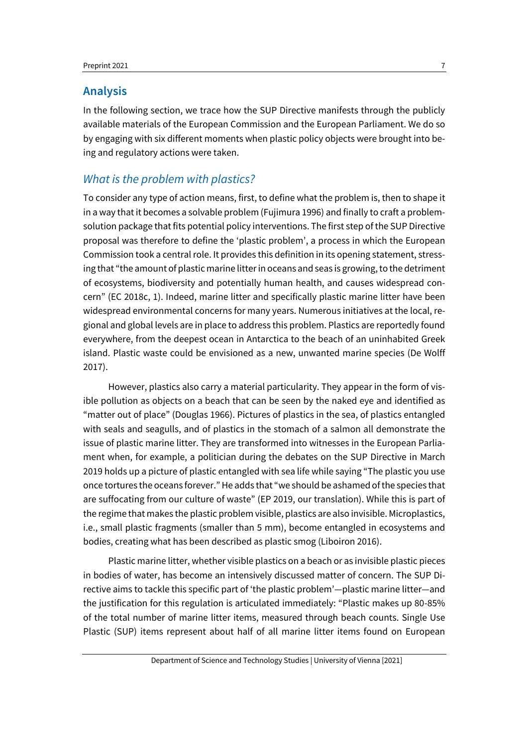## Analysis

In the following section, we trace how the SUP Directive manifests through the publicly available materials of the European Commission and the European Parliament. We do so by engaging with six different moments when plastic policy objects were brought into being and regulatory actions were taken.

### *What is the problem with plastics?*

To consider any type of action means, first, to define what the problem is, then to shape it in a way that it becomes a solvable problem (Fujimura 1996) and finally to craft a problem-solution package that fits potential policy interventions. The first step of the SUP Directive proposal was therefore to define the 'plastic problem', a process in which the European Commission took a central role. It provides this definition in its opening statement, stressing that "the amount of plastic marine litter in oceans and seas is growing, to the detriment of ecosystems, biodiversity and potentially human health, and causes widespread concern" (EC 2018c, 1). Indeed, marine litter and specifically plastic marine litter have been widespread environmental concerns for many years. Numerous initiatives at the local, regional and global levels are in place to address this problem. Plastics are reportedly found everywhere, from the deepest ocean in Antarctica to the beach of an uninhabited Greek island. Plastic waste could be envisioned as a new, unwanted marine species (De Wolff 2017).

However, plastics also carry a material particularity. They appear in the form of visible pollution as objects on a beach that can be seen by the naked eye and identified as "matter out of place" (Douglas 1966). Pictures of plastics in the sea, of plastics entangled with seals and seagulls, and of plastics in the stomach of a salmon all demonstrate the issue of plastic marine litter. They are transformed into witnesses in the European Parliament when, for example, a politician during the debates on the SUP Directive in March 2019 holds up a picture of plastic entangled with sea life while saying "The plastic you use once tortures the oceans forever." He adds that "we should be ashamed of the species that are suffocating from our culture of waste" (EP 2019, our translation). While this is part of the regime that makes the plastic problem visible, plastics are also invisible. Microplastics, i.e., small plastic fragments (smaller than 5 mm), become entangled in ecosystems and bodies, creating what has been described as plastic smog (Liboiron 2016).

Plastic marine litter, whether visible plastics on a beach or as invisible plastic pieces in bodies of water, has become an intensively discussed matter of concern. The SUP Directive aims to tackle this specific part of 'the plastic problem'—plastic marine litter—and the justification for this regulation is articulated immediately: "Plastic makes up 80-85% of the total number of marine litter items, measured through beach counts. Single Use Plastic (SUP) items represent about half of all marine litter items found on European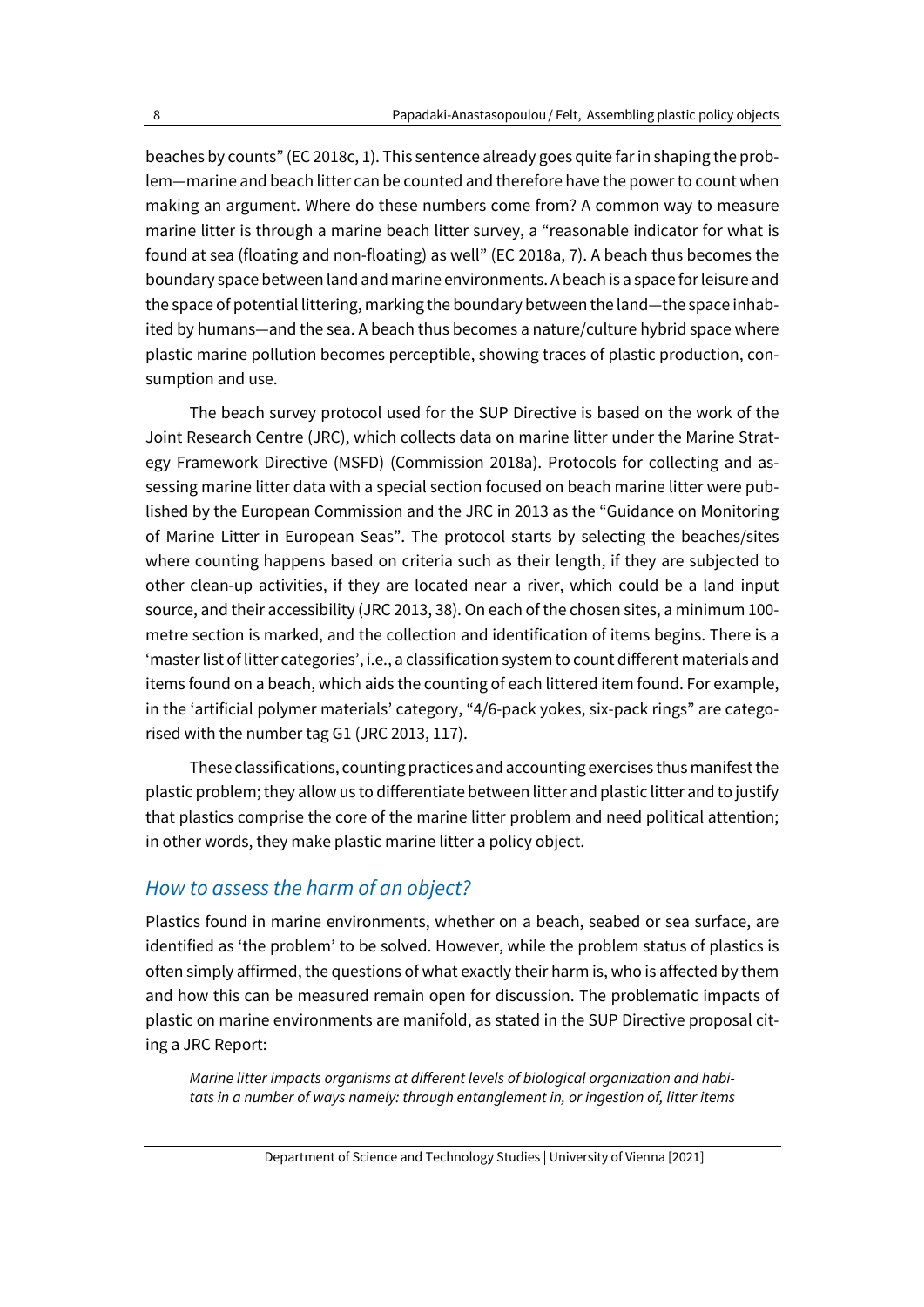beaches by counts" (EC 2018c, 1). This sentence already goes quite far in shaping the problem—marine and beach litter can be counted and therefore have the power to count when making an argument. Where do these numbers come from? A common way to measure marine litter is through a marine beach litter survey, a "reasonable indicator for what is found at sea (floating and non-floating) as well" (EC 2018a, 7). A beach thus becomes the boundary space between land and marine environments. A beach is a space for leisure and the space of potential littering, marking the boundary between the land—the space inhabited by humans—and the sea. A beach thus becomes a nature/culture hybrid space where plastic marine pollution becomes perceptible, showing traces of plastic production, consumption and use.

The beach survey protocol used for the SUP Directive is based on the work of the Joint Research Centre (JRC), which collects data on marine litter under the Marine Strategy Framework Directive (MSFD) (Commission 2018a). Protocols for collecting and assessing marine litter data with a special section focused on beach marine litter were published by the European Commission and the JRC in 2013 as the "Guidance on Monitoring of Marine Litter in European Seas". The protocol starts by selecting the beaches/sites where counting happens based on criteria such as their length, if they are subjected to other clean-up activities, if they are located near a river, which could be a land input source, and their accessibility (JRC 2013, 38). On each of the chosen sites, a minimum 100-metre section is marked, and the collection and identification of items begins. There is a 'master list of litter categories', i.e., a classification system to count different materials and items found on a beach, which aids the counting of each littered item found. For example, in the 'artificial polymer materials' category, "4/6-pack yokes, six-pack rings" are categorised with the number tag G1 (JRC 2013, 117).

These classifications, counting practices and accounting exercises thus manifest the plastic problem; they allow us to differentiate between litter and plastic litter and to justify that plastics comprise the core of the marine litter problem and need political attention; in other words, they make plastic marine litter a policy object.

## *How to assess the harm of an object?*

Plastics found in marine environments, whether on a beach, seabed or sea surface, are identified as 'the problem' to be solved. However, while the problem status of plastics is often simply affirmed, the questions of what exactly their harm is, who is affected by them and how this can be measured remain open for discussion. The problematic impacts of plastic on marine environments are manifold, as stated in the SUP Directive proposal citing a JRC Report:

> *Marine litter impacts organisms at different levels of biological organization and habitats in a number of ways namely: through entanglement in, or ingestion of, litter items*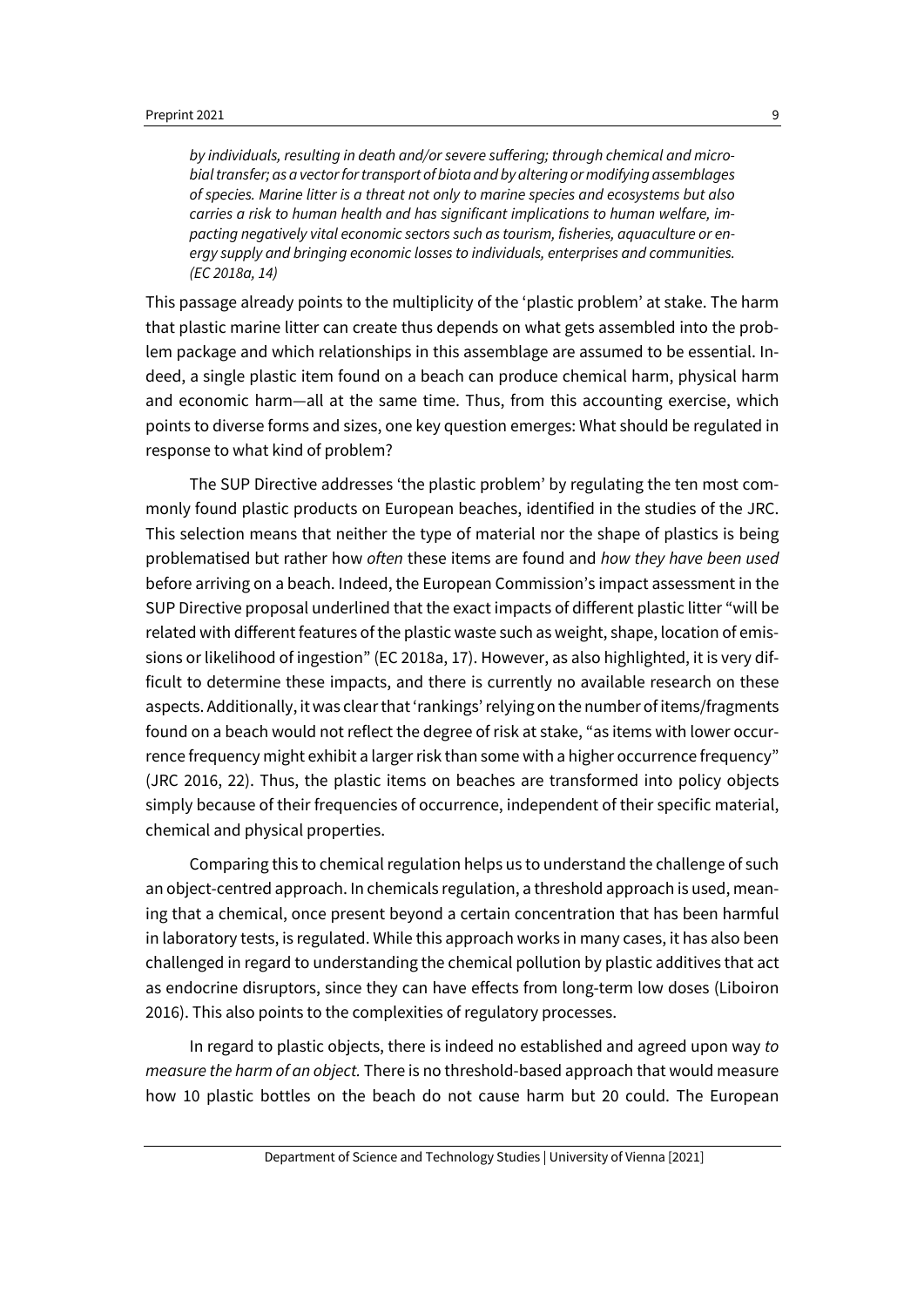*by individuals, resulting in death and/or severe suffering; through chemical and microbial transfer; as a vector for transport of biota and by altering or modifying assemblages of species. Marine litter is a threat not only to marine species and ecosystems but also carries a risk to human health and has significant implications to human welfare, impacting negatively vital economic sectors such as tourism, fisheries, aquaculture or energy supply and bringing economic losses to individuals, enterprises and communities. (EC 2018a, 14)*

This passage already points to the multiplicity of the 'plastic problem' at stake. The harm that plastic marine litter can create thus depends on what gets assembled into the problem package and which relationships in this assemblage are assumed to be essential. Indeed, a single plastic item found on a beach can produce chemical harm, physical harm and economic harm—all at the same time. Thus, from this accounting exercise, which points to diverse forms and sizes, one key question emerges: What should be regulated in response to what kind of problem?

The SUP Directive addresses 'the plastic problem' by regulating the ten most commonly found plastic products on European beaches, identified in the studies of the JRC. This selection means that neither the type of material nor the shape of plastics is being problematised but rather how *often* these items are found and *how they have been used* before arriving on a beach. Indeed, the European Commission's impact assessment in the SUP Directive proposal underlined that the exact impacts of different plastic litter "will be related with different features of the plastic waste such as weight, shape, location of emissions or likelihood of ingestion" (EC 2018a, 17). However, as also highlighted, it is very difficult to determine these impacts, and there is currently no available research on these aspects. Additionally, it was clear that 'rankings' relying on the number of items/fragments found on a beach would not reflect the degree of risk at stake, "as items with lower occurrence frequency might exhibit a larger risk than some with a higher occurrence frequency" (JRC 2016, 22). Thus, the plastic items on beaches are transformed into policy objects simply because of their frequencies of occurrence, independent of their specific material, chemical and physical properties.

Comparing this to chemical regulation helps us to understand the challenge of such an object-centred approach. In chemicals regulation, a threshold approach is used, meaning that a chemical, once present beyond a certain concentration that has been harmful in laboratory tests, is regulated. While this approach works in many cases, it has also been challenged in regard to understanding the chemical pollution by plastic additives that act as endocrine disruptors, since they can have effects from long-term low doses (Liboiron 2016). This also points to the complexities of regulatory processes.

In regard to plastic objects, there is indeed no established and agreed upon way *to measure the harm of an object.* There is no threshold-based approach that would measure how 10 plastic bottles on the beach do not cause harm but 20 could. The European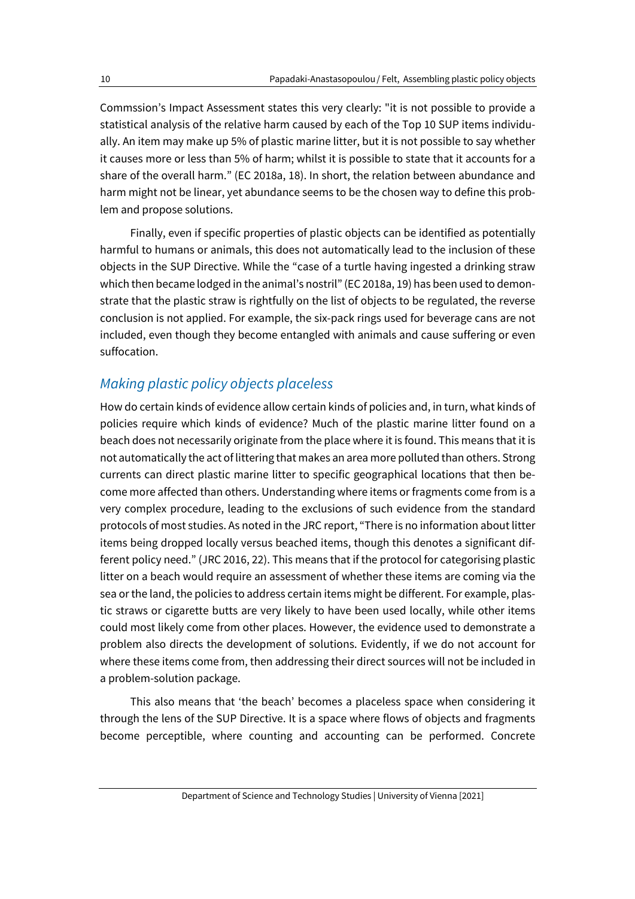Commssion's Impact Assessment states this very clearly: "it is not possible to provide a statistical analysis of the relative harm caused by each of the Top 10 SUP items individually. An item may make up 5% of plastic marine litter, but it is not possible to say whether it causes more or less than 5% of harm; whilst it is possible to state that it accounts for a share of the overall harm." (EC 2018a, 18). In short, the relation between abundance and harm might not be linear, yet abundance seems to be the chosen way to define this problem and propose solutions.

Finally, even if specific properties of plastic objects can be identified as potentially harmful to humans or animals, this does not automatically lead to the inclusion of these objects in the SUP Directive. While the "case of a turtle having ingested a drinking straw which then became lodged in the animal's nostril" (EC 2018a, 19) has been used to demonstrate that the plastic straw is rightfully on the list of objects to be regulated, the reverse conclusion is not applied. For example, the six-pack rings used for beverage cans are not included, even though they become entangled with animals and cause suffering or even suffocation.

## *Making plastic policy objects placeless*

How do certain kinds of evidence allow certain kinds of policies and, in turn, what kinds of policies require which kinds of evidence? Much of the plastic marine litter found on a beach does not necessarily originate from the place where it is found. This means that it is not automatically the act of littering that makes an area more polluted than others. Strong currents can direct plastic marine litter to specific geographical locations that then become more affected than others. Understanding where items or fragments come from is a very complex procedure, leading to the exclusions of such evidence from the standard protocols of most studies. As noted in the JRC report, "There is no information about litter items being dropped locally versus beached items, though this denotes a significant different policy need." (JRC 2016, 22). This means that if the protocol for categorising plastic litter on a beach would require an assessment of whether these items are coming via the sea or the land, the policies to address certain items might be different. For example, plastic straws or cigarette butts are very likely to have been used locally, while other items could most likely come from other places. However, the evidence used to demonstrate a problem also directs the development of solutions. Evidently, if we do not account for where these items come from, then addressing their direct sources will not be included in a problem-solution package.

This also means that 'the beach' becomes a placeless space when considering it through the lens of the SUP Directive. It is a space where flows of objects and fragments become perceptible, where counting and accounting can be performed. Concrete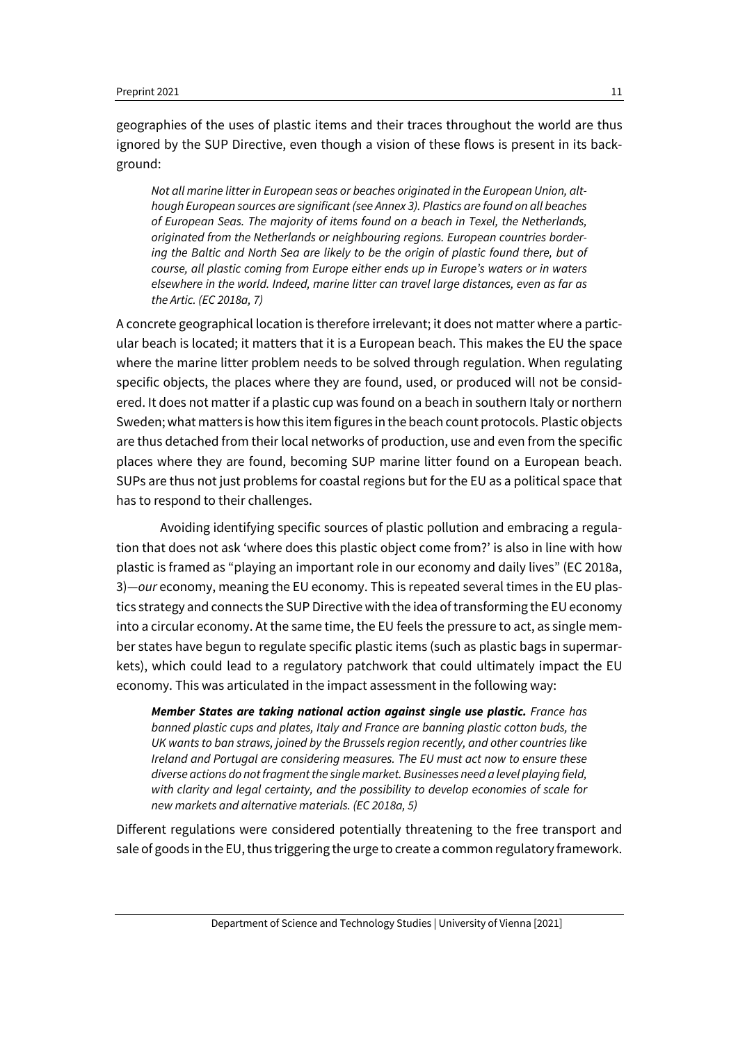geographies of the uses of plastic items and their traces throughout the world are thus ignored by the SUP Directive, even though a vision of these flows is present in its background:

> *Not all marine litter in European seas or beaches originated in the European Union, although European sources are significant (see Annex 3). Plastics are found on all beaches of European Seas. The majority of items found on a beach in Texel, the Netherlands, originated from the Netherlands or neighbouring regions. European countries bordering the Baltic and North Sea are likely to be the origin of plastic found there, but of course, all plastic coming from Europe either ends up in Europe's waters or in waters elsewhere in the world. Indeed, marine litter can travel large distances, even as far as the Artic. (EC 2018a, 7)*

A concrete geographical location is therefore irrelevant; it does not matter where a particular beach is located; it matters that it is a European beach. This makes the EU the space where the marine litter problem needs to be solved through regulation. When regulating specific objects, the places where they are found, used, or produced will not be considered. It does not matter if a plastic cup was found on a beach in southern Italy or northern Sweden; what matters is how this item figures in the beach count protocols. Plastic objects are thus detached from their local networks of production, use and even from the specific places where they are found, becoming SUP marine litter found on a European beach. SUPs are thus not just problems for coastal regions but for the EU as a political space that has to respond to their challenges.

Avoiding identifying specific sources of plastic pollution and embracing a regulation that does not ask 'where does this plastic object come from?' is also in line with how plastic is framed as "playing an important role in our economy and daily lives" (EC 2018a, 3)—*our* economy, meaning the EU economy. This is repeated several times in the EU plastics strategy and connects the SUP Directive with the idea of transforming the EU economy into a circular economy. At the same time, the EU feels the pressure to act, as single member states have begun to regulate specific plastic items (such as plastic bags in supermarkets), which could lead to a regulatory patchwork that could ultimately impact the EU economy. This was articulated in the impact assessment in the following way:

> ***Member States are taking national action against single use plastic.*** *France has banned plastic cups and plates, Italy and France are banning plastic cotton buds, the UK wants to ban straws, joined by the Brussels region recently, and other countries like Ireland and Portugal are considering measures. The EU must act now to ensure these diverse actions do not fragment the single market. Businesses need a level playing field, with clarity and legal certainty, and the possibility to develop economies of scale for new markets and alternative materials. (EC 2018a, 5)*

Different regulations were considered potentially threatening to the free transport and sale of goods in the EU, thus triggering the urge to create a common regulatory framework.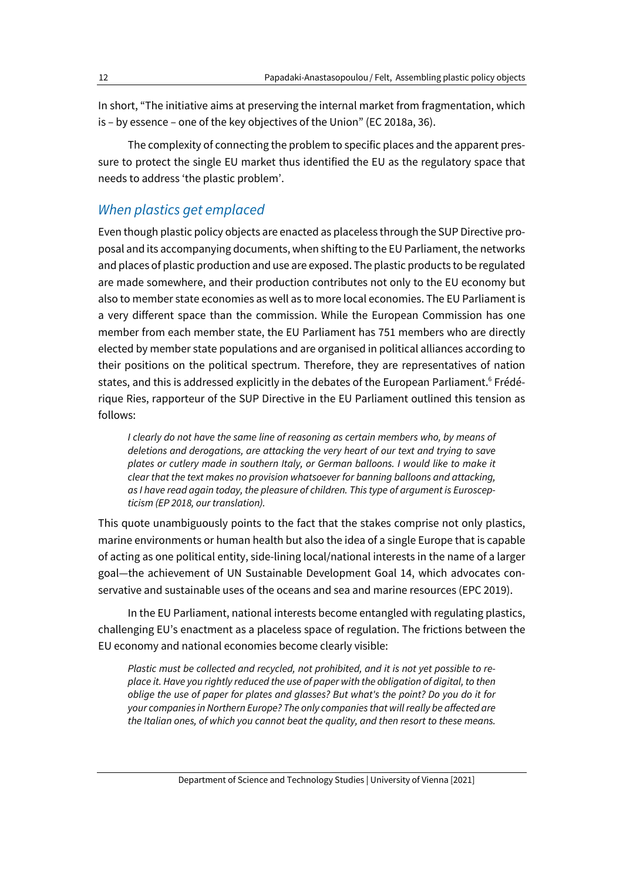In short, "The initiative aims at preserving the internal market from fragmentation, which is – by essence – one of the key objectives of the Union" (EC 2018a, 36).

The complexity of connecting the problem to specific places and the apparent pressure to protect the single EU market thus identified the EU as the regulatory space that needs to address 'the plastic problem'.

## *When plastics get emplaced*

Even though plastic policy objects are enacted as placeless through the SUP Directive proposal and its accompanying documents, when shifting to the EU Parliament, the networks and places of plastic production and use are exposed. The plastic products to be regulated are made somewhere, and their production contributes not only to the EU economy but also to member state economies as well as to more local economies. The EU Parliament is a very different space than the commission. While the European Commission has one member from each member state, the EU Parliament has 751 members who are directly elected by member state populations and are organised in political alliances according to their positions on the political spectrum. Therefore, they are representatives of nation states, and this is addressed explicitly in the debates of the European Parliament.[6] Frédérique Ries, rapporteur of the SUP Directive in the EU Parliament outlined this tension as follows:

> *I clearly do not have the same line of reasoning as certain members who, by means of deletions and derogations, are attacking the very heart of our text and trying to save plates or cutlery made in southern Italy, or German balloons. I would like to make it clear that the text makes no provision whatsoever for banning balloons and attacking, as I have read again today, the pleasure of children. This type of argument is Euroscepticism (EP 2018, our translation).*

This quote unambiguously points to the fact that the stakes comprise not only plastics, marine environments or human health but also the idea of a single Europe that is capable of acting as one political entity, side-lining local/national interests in the name of a larger goal—the achievement of UN Sustainable Development Goal 14, which advocates conservative and sustainable uses of the oceans and sea and marine resources (EPC 2019).

In the EU Parliament, national interests become entangled with regulating plastics, challenging EU's enactment as a placeless space of regulation. The frictions between the EU economy and national economies become clearly visible:

> *Plastic must be collected and recycled, not prohibited, and it is not yet possible to replace it. Have you rightly reduced the use of paper with the obligation of digital, to then oblige the use of paper for plates and glasses? But what's the point? Do you do it for your companies in Northern Europe? The only companies that will really be affected are the Italian ones, of which you cannot beat the quality, and then resort to these means.*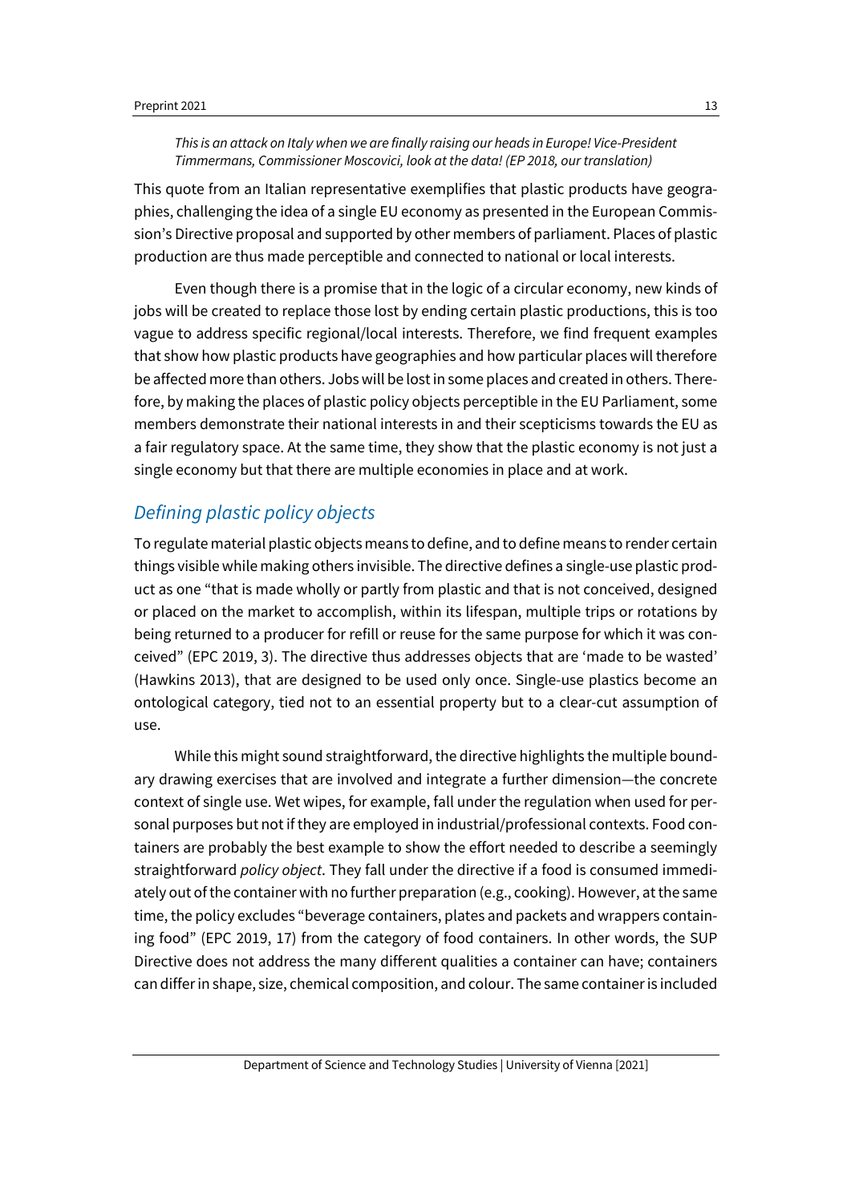*This is an attack on Italy when we are finally raising our heads in Europe! Vice-President Timmermans, Commissioner Moscovici, look at the data! (EP 2018, our translation)*

This quote from an Italian representative exemplifies that plastic products have geographies, challenging the idea of a single EU economy as presented in the European Commission's Directive proposal and supported by other members of parliament. Places of plastic production are thus made perceptible and connected to national or local interests.

Even though there is a promise that in the logic of a circular economy, new kinds of jobs will be created to replace those lost by ending certain plastic productions, this is too vague to address specific regional/local interests. Therefore, we find frequent examples that show how plastic products have geographies and how particular places will therefore be affected more than others. Jobs will be lost in some places and created in others. Therefore, by making the places of plastic policy objects perceptible in the EU Parliament, some members demonstrate their national interests in and their scepticisms towards the EU as a fair regulatory space. At the same time, they show that the plastic economy is not just a single economy but that there are multiple economies in place and at work.

## *Defining plastic policy objects*

To regulate material plastic objects means to define, and to define means to render certain things visible while making others invisible. The directive defines a single-use plastic product as one "that is made wholly or partly from plastic and that is not conceived, designed or placed on the market to accomplish, within its lifespan, multiple trips or rotations by being returned to a producer for refill or reuse for the same purpose for which it was conceived" (EPC 2019, 3). The directive thus addresses objects that are 'made to be wasted' (Hawkins 2013), that are designed to be used only once. Single-use plastics become an ontological category, tied not to an essential property but to a clear-cut assumption of use.

While this might sound straightforward, the directive highlights the multiple boundary drawing exercises that are involved and integrate a further dimension—the concrete context of single use. Wet wipes, for example, fall under the regulation when used for personal purposes but not if they are employed in industrial/professional contexts. Food containers are probably the best example to show the effort needed to describe a seemingly straightforward *policy object*. They fall under the directive if a food is consumed immediately out of the container with no further preparation (e.g., cooking). However, at the same time, the policy excludes "beverage containers, plates and packets and wrappers containing food" (EPC 2019, 17) from the category of food containers. In other words, the SUP Directive does not address the many different qualities a container can have; containers can differ in shape, size, chemical composition, and colour. The same container is included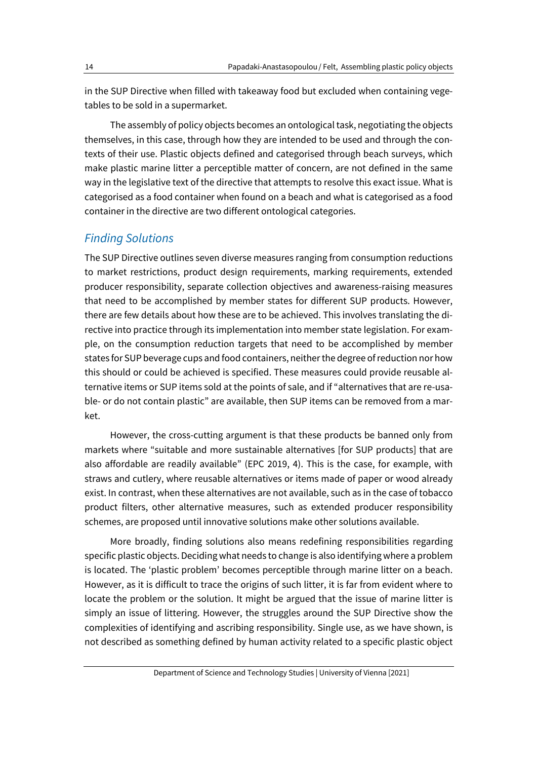in the SUP Directive when filled with takeaway food but excluded when containing vegetables to be sold in a supermarket.

The assembly of policy objects becomes an ontological task, negotiating the objects themselves, in this case, through how they are intended to be used and through the contexts of their use. Plastic objects defined and categorised through beach surveys, which make plastic marine litter a perceptible matter of concern, are not defined in the same way in the legislative text of the directive that attempts to resolve this exact issue. What is categorised as a food container when found on a beach and what is categorised as a food container in the directive are two different ontological categories.

## *Finding Solutions*

The SUP Directive outlines seven diverse measures ranging from consumption reductions to market restrictions, product design requirements, marking requirements, extended producer responsibility, separate collection objectives and awareness-raising measures that need to be accomplished by member states for different SUP products. However, there are few details about how these are to be achieved. This involves translating the directive into practice through its implementation into member state legislation. For example, on the consumption reduction targets that need to be accomplished by member states for SUP beverage cups and food containers, neither the degree of reduction nor how this should or could be achieved is specified. These measures could provide reusable alternative items or SUP items sold at the points of sale, and if "alternatives that are re-usable- or do not contain plastic" are available, then SUP items can be removed from a market.

However, the cross-cutting argument is that these products be banned only from markets where "suitable and more sustainable alternatives [for SUP products] that are also affordable are readily available" (EPC 2019, 4). This is the case, for example, with straws and cutlery, where reusable alternatives or items made of paper or wood already exist. In contrast, when these alternatives are not available, such as in the case of tobacco product filters, other alternative measures, such as extended producer responsibility schemes, are proposed until innovative solutions make other solutions available.

More broadly, finding solutions also means redefining responsibilities regarding specific plastic objects. Deciding what needs to change is also identifying where a problem is located. The 'plastic problem' becomes perceptible through marine litter on a beach. However, as it is difficult to trace the origins of such litter, it is far from evident where to locate the problem or the solution. It might be argued that the issue of marine litter is simply an issue of littering. However, the struggles around the SUP Directive show the complexities of identifying and ascribing responsibility. Single use, as we have shown, is not described as something defined by human activity related to a specific plastic object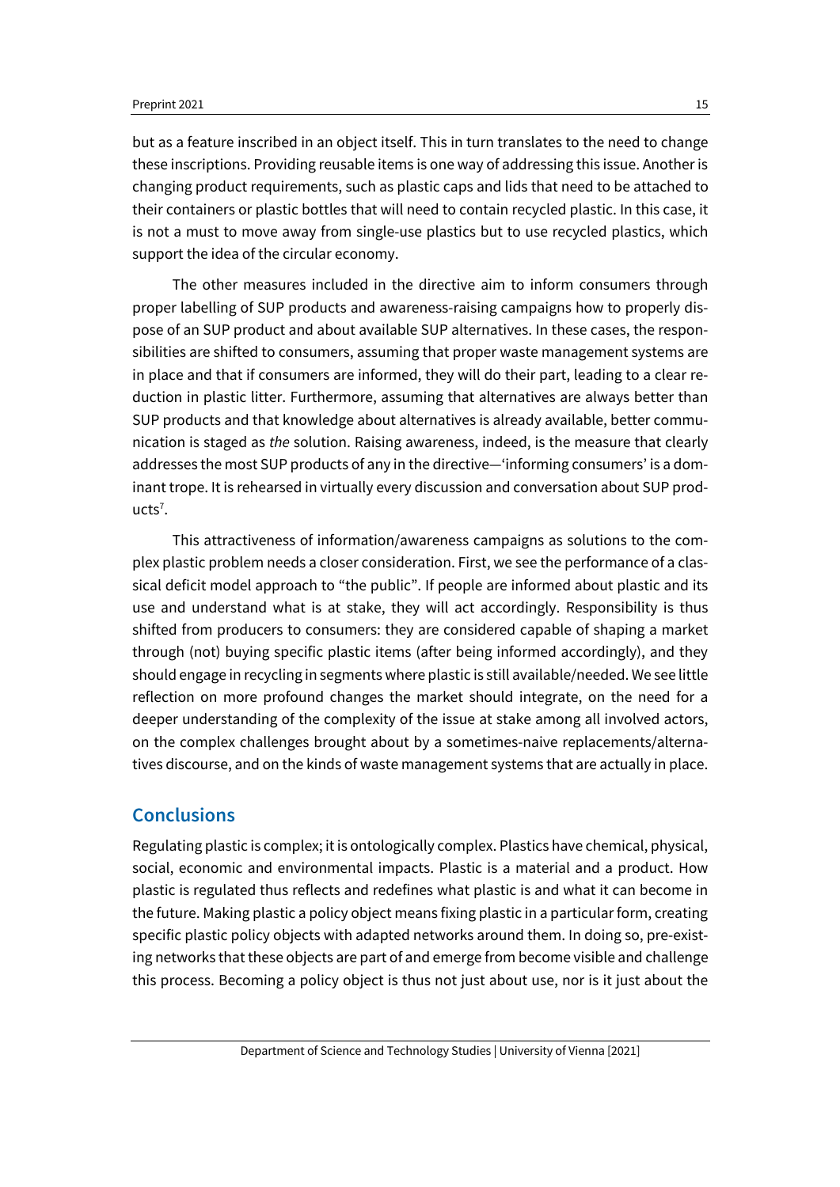but as a feature inscribed in an object itself. This in turn translates to the need to change these inscriptions. Providing reusable items is one way of addressing this issue. Another is changing product requirements, such as plastic caps and lids that need to be attached to their containers or plastic bottles that will need to contain recycled plastic. In this case, it is not a must to move away from single-use plastics but to use recycled plastics, which support the idea of the circular economy.

The other measures included in the directive aim to inform consumers through proper labelling of SUP products and awareness-raising campaigns how to properly dispose of an SUP product and about available SUP alternatives. In these cases, the responsibilities are shifted to consumers, assuming that proper waste management systems are in place and that if consumers are informed, they will do their part, leading to a clear reduction in plastic litter. Furthermore, assuming that alternatives are always better than SUP products and that knowledge about alternatives is already available, better communication is staged as *the* solution. Raising awareness, indeed, is the measure that clearly addresses the most SUP products of any in the directive—'informing consumers' is a dominant trope. It is rehearsed in virtually every discussion and conversation about SUP products[7].

This attractiveness of information/awareness campaigns as solutions to the complex plastic problem needs a closer consideration. First, we see the performance of a classical deficit model approach to "the public". If people are informed about plastic and its use and understand what is at stake, they will act accordingly. Responsibility is thus shifted from producers to consumers: they are considered capable of shaping a market through (not) buying specific plastic items (after being informed accordingly), and they should engage in recycling in segments where plastic is still available/needed. We see little reflection on more profound changes the market should integrate, on the need for a deeper understanding of the complexity of the issue at stake among all involved actors, on the complex challenges brought about by a sometimes-naive replacements/alternatives discourse, and on the kinds of waste management systems that are actually in place.

## Conclusions

Regulating plastic is complex; it is ontologically complex. Plastics have chemical, physical, social, economic and environmental impacts. Plastic is a material and a product. How plastic is regulated thus reflects and redefines what plastic is and what it can become in the future. Making plastic a policy object means fixing plastic in a particular form, creating specific plastic policy objects with adapted networks around them. In doing so, pre-existing networks that these objects are part of and emerge from become visible and challenge this process. Becoming a policy object is thus not just about use, nor is it just about the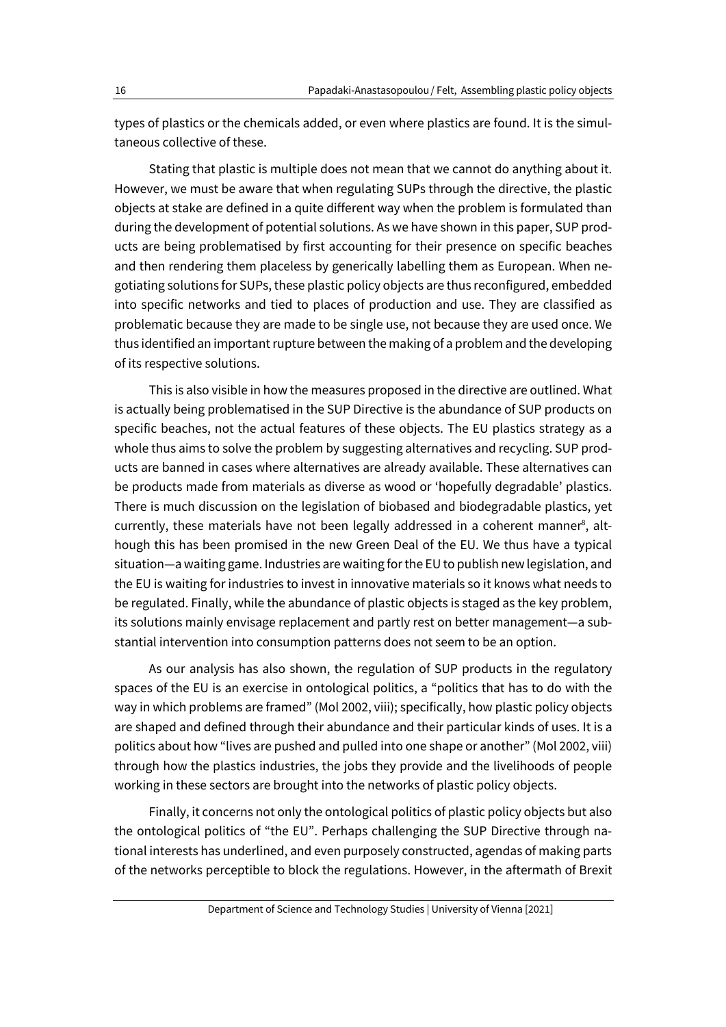types of plastics or the chemicals added, or even where plastics are found. It is the simultaneous collective of these.

Stating that plastic is multiple does not mean that we cannot do anything about it. However, we must be aware that when regulating SUPs through the directive, the plastic objects at stake are defined in a quite different way when the problem is formulated than during the development of potential solutions. As we have shown in this paper, SUP products are being problematised by first accounting for their presence on specific beaches and then rendering them placeless by generically labelling them as European. When negotiating solutions for SUPs, these plastic policy objects are thus reconfigured, embedded into specific networks and tied to places of production and use. They are classified as problematic because they are made to be single use, not because they are used once. We thus identified an important rupture between the making of a problem and the developing of its respective solutions.

This is also visible in how the measures proposed in the directive are outlined. What is actually being problematised in the SUP Directive is the abundance of SUP products on specific beaches, not the actual features of these objects. The EU plastics strategy as a whole thus aims to solve the problem by suggesting alternatives and recycling. SUP products are banned in cases where alternatives are already available. These alternatives can be products made from materials as diverse as wood or 'hopefully degradable' plastics. There is much discussion on the legislation of biobased and biodegradable plastics, yet currently, these materials have not been legally addressed in a coherent manner[8], although this has been promised in the new Green Deal of the EU. We thus have a typical situation—a waiting game. Industries are waiting for the EU to publish new legislation, and the EU is waiting for industries to invest in innovative materials so it knows what needs to be regulated. Finally, while the abundance of plastic objects is staged as the key problem, its solutions mainly envisage replacement and partly rest on better management—a substantial intervention into consumption patterns does not seem to be an option.

As our analysis has also shown, the regulation of SUP products in the regulatory spaces of the EU is an exercise in ontological politics, a "politics that has to do with the way in which problems are framed" (Mol 2002, viii); specifically, how plastic policy objects are shaped and defined through their abundance and their particular kinds of uses. It is a politics about how "lives are pushed and pulled into one shape or another" (Mol 2002, viii) through how the plastics industries, the jobs they provide and the livelihoods of people working in these sectors are brought into the networks of plastic policy objects.

Finally, it concerns not only the ontological politics of plastic policy objects but also the ontological politics of "the EU". Perhaps challenging the SUP Directive through national interests has underlined, and even purposely constructed, agendas of making parts of the networks perceptible to block the regulations. However, in the aftermath of Brexit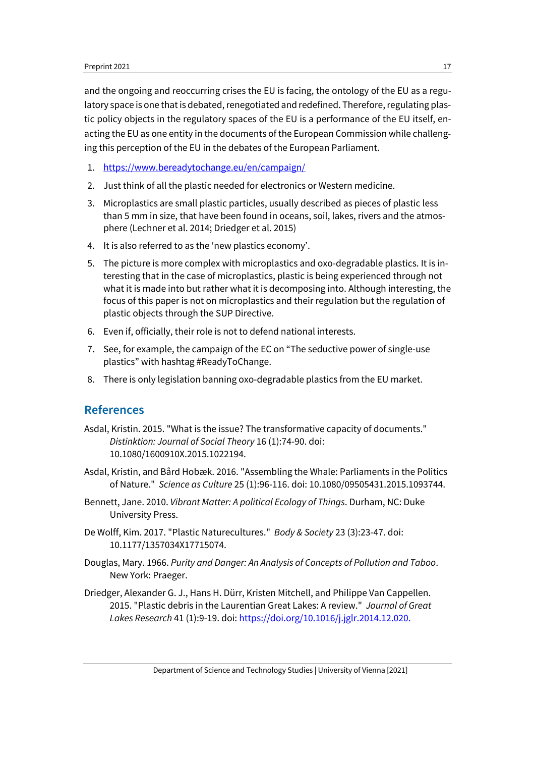and the ongoing and reoccurring crises the EU is facing, the ontology of the EU as a regulatory space is one that is debated, renegotiated and redefined. Therefore, regulating plastic policy objects in the regulatory spaces of the EU is a performance of the EU itself, enacting the EU as one entity in the documents of the European Commission while challenging this perception of the EU in the debates of the European Parliament.

1. https://www.bereadytochange.eu/en/campaign/
2. Just think of all the plastic needed for electronics or Western medicine.
3. Microplastics are small plastic particles, usually described as pieces of plastic less than 5 mm in size, that have been found in oceans, soil, lakes, rivers and the atmosphere (Lechner et al. 2014; Driedger et al. 2015)
4. It is also referred to as the 'new plastics economy'.
5. The picture is more complex with microplastics and oxo-degradable plastics. It is interesting that in the case of microplastics, plastic is being experienced through not what it is made into but rather what it is decomposing into. Although interesting, the focus of this paper is not on microplastics and their regulation but the regulation of plastic objects through the SUP Directive.
6. Even if, officially, their role is not to defend national interests.
7. See, for example, the campaign of the EC on "The seductive power of single-use plastics" with hashtag #ReadyToChange.
8. There is only legislation banning oxo-degradable plastics from the EU market.

## References

Asdal, Kristin. 2015. "What is the issue? The transformative capacity of documents." *Distinktion: Journal of Social Theory* 16 (1):74-90. doi: 10.1080/1600910X.2015.1022194.

Asdal, Kristin, and Bård Hobæk. 2016. "Assembling the Whale: Parliaments in the Politics of Nature." *Science as Culture* 25 (1):96-116. doi: 10.1080/09505431.2015.1093744.

Bennett, Jane. 2010. *Vibrant Matter: A political Ecology of Things*. Durham, NC: Duke University Press.

De Wolff, Kim. 2017. "Plastic Naturecultures." *Body & Society* 23 (3):23-47. doi: 10.1177/1357034X17715074.

Douglas, Mary. 1966. *Purity and Danger: An Analysis of Concepts of Pollution and Taboo*. New York: Praeger.

Driedger, Alexander G. J., Hans H. Dürr, Kristen Mitchell, and Philippe Van Cappellen. 2015. "Plastic debris in the Laurentian Great Lakes: A review." *Journal of Great Lakes Research* 41 (1):9-19. doi: https://doi.org/10.1016/j.jglr.2014.12.020.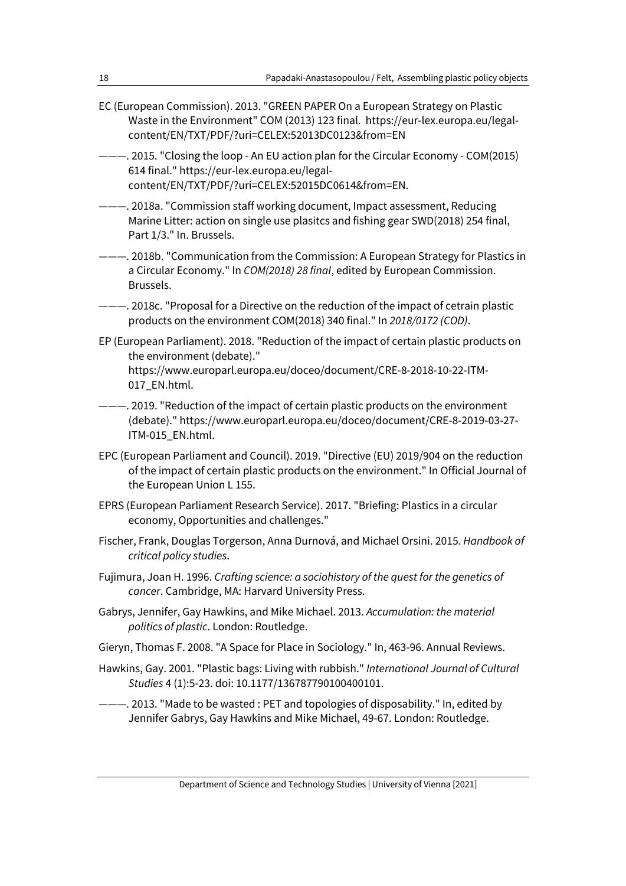EC (European Commission). 2013. "GREEN PAPER On a European Strategy on Plastic Waste in the Environment" COM (2013) 123 final. https://eur-lex.europa.eu/legal-content/EN/TXT/PDF/?uri=CELEX:52013DC0123&from=EN

———. 2015. "Closing the loop - An EU action plan for the Circular Economy - COM(2015) 614 final." https://eur-lex.europa.eu/legal-content/EN/TXT/PDF/?uri=CELEX:52015DC0614&from=EN.

———. 2018a. "Commission staff working document, Impact assessment, Reducing Marine Litter: action on single use plasitcs and fishing gear SWD(2018) 254 final, Part 1/3." In. Brussels.

———. 2018b. "Communication from the Commission: A European Strategy for Plastics in a Circular Economy." In *COM(2018) 28 final*, edited by European Commission. Brussels.

———. 2018c. "Proposal for a Directive on the reduction of the impact of cetrain plastic products on the environment COM(2018) 340 final." In *2018/0172 (COD)*.

EP (European Parliament). 2018. "Reduction of the impact of certain plastic products on the environment (debate)." https://www.europarl.europa.eu/doceo/document/CRE-8-2018-10-22-ITM-017_EN.html.

———. 2019. "Reduction of the impact of certain plastic products on the environment (debate)." https://www.europarl.europa.eu/doceo/document/CRE-8-2019-03-27-ITM-015_EN.html.

EPC (European Parliament and Council). 2019. "Directive (EU) 2019/904 on the reduction of the impact of certain plastic products on the environment." In Official Journal of the European Union L 155.

EPRS (European Parliament Research Service). 2017. "Briefing: Plastics in a circular economy, Opportunities and challenges."

Fischer, Frank, Douglas Torgerson, Anna Durnová, and Michael Orsini. 2015. *Handbook of critical policy studies*.

Fujimura, Joan H. 1996. *Crafting science: a sociohistory of the quest for the genetics of cancer*. Cambridge, MA: Harvard University Press.

Gabrys, Jennifer, Gay Hawkins, and Mike Michael. 2013. *Accumulation: the material politics of plastic*. London: Routledge.

Gieryn, Thomas F. 2008. "A Space for Place in Sociology." In, 463-96. Annual Reviews.

Hawkins, Gay. 2001. "Plastic bags: Living with rubbish." *International Journal of Cultural Studies* 4 (1):5-23. doi: 10.1177/136787790100400101.

———. 2013. "Made to be wasted : PET and topologies of disposability." In, edited by Jennifer Gabrys, Gay Hawkins and Mike Michael, 49-67. London: Routledge.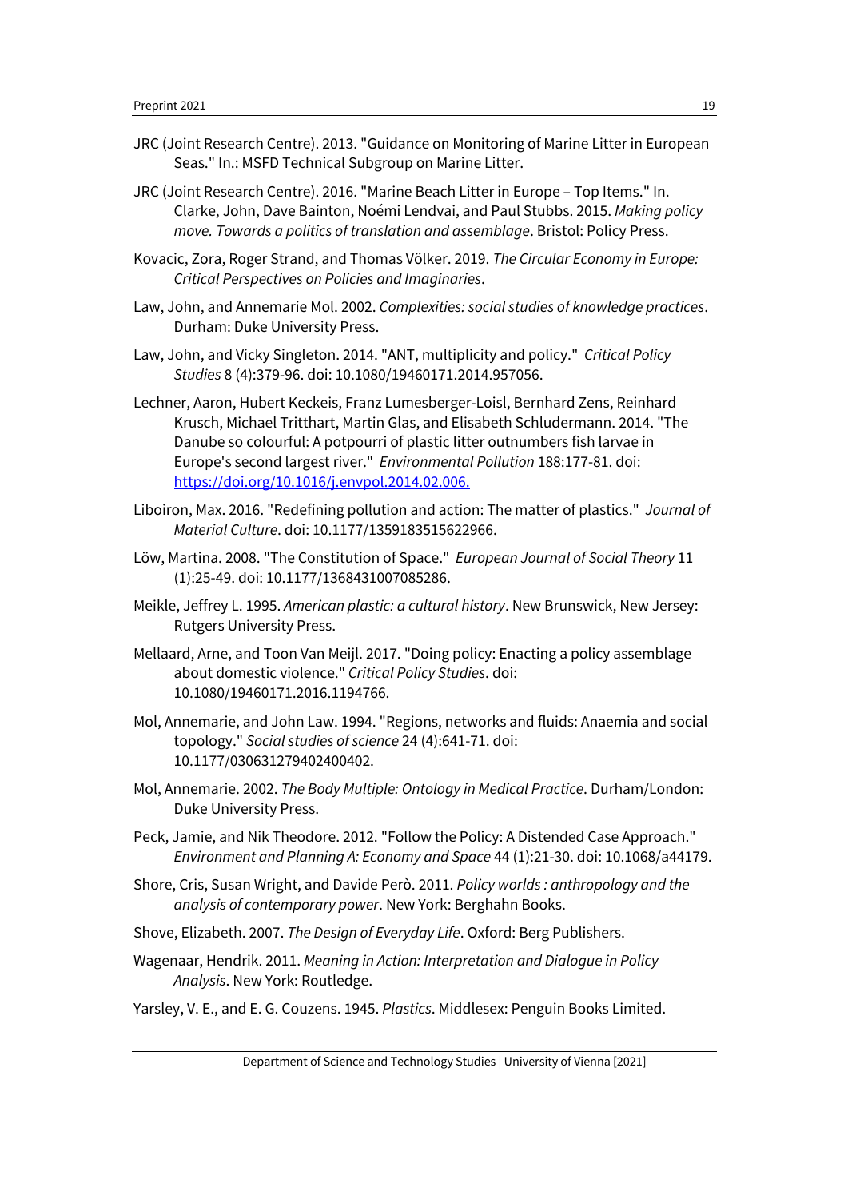JRC (Joint Research Centre). 2013. "Guidance on Monitoring of Marine Litter in European Seas." In.: MSFD Technical Subgroup on Marine Litter.

JRC (Joint Research Centre). 2016. "Marine Beach Litter in Europe – Top Items." In. Clarke, John, Dave Bainton, Noémi Lendvai, and Paul Stubbs. 2015. *Making policy move. Towards a politics of translation and assemblage*. Bristol: Policy Press.

Kovacic, Zora, Roger Strand, and Thomas Völker. 2019. *The Circular Economy in Europe: Critical Perspectives on Policies and Imaginaries*.

Law, John, and Annemarie Mol. 2002. *Complexities: social studies of knowledge practices*. Durham: Duke University Press.

Law, John, and Vicky Singleton. 2014. "ANT, multiplicity and policy." *Critical Policy Studies* 8 (4):379-96. doi: 10.1080/19460171.2014.957056.

Lechner, Aaron, Hubert Keckeis, Franz Lumesberger-Loisl, Bernhard Zens, Reinhard Krusch, Michael Tritthart, Martin Glas, and Elisabeth Schludermann. 2014. "The Danube so colourful: A potpourri of plastic litter outnumbers fish larvae in Europe's second largest river." *Environmental Pollution* 188:177-81. doi: https://doi.org/10.1016/j.envpol.2014.02.006.

Liboiron, Max. 2016. "Redefining pollution and action: The matter of plastics." *Journal of Material Culture*. doi: 10.1177/1359183515622966.

Löw, Martina. 2008. "The Constitution of Space." *European Journal of Social Theory* 11 (1):25-49. doi: 10.1177/1368431007085286.

Meikle, Jeffrey L. 1995. *American plastic: a cultural history*. New Brunswick, New Jersey: Rutgers University Press.

Mellaard, Arne, and Toon Van Meijl. 2017. "Doing policy: Enacting a policy assemblage about domestic violence." *Critical Policy Studies*. doi: 10.1080/19460171.2016.1194766.

Mol, Annemarie, and John Law. 1994. "Regions, networks and fluids: Anaemia and social topology." *Social studies of science* 24 (4):641-71. doi: 10.1177/030631279402400402.

Mol, Annemarie. 2002. *The Body Multiple: Ontology in Medical Practice*. Durham/London: Duke University Press.

Peck, Jamie, and Nik Theodore. 2012. "Follow the Policy: A Distended Case Approach." *Environment and Planning A: Economy and Space* 44 (1):21-30. doi: 10.1068/a44179.

Shore, Cris, Susan Wright, and Davide Però. 2011. *Policy worlds : anthropology and the analysis of contemporary power*. New York: Berghahn Books.

Shove, Elizabeth. 2007. *The Design of Everyday Life*. Oxford: Berg Publishers.

Wagenaar, Hendrik. 2011. *Meaning in Action: Interpretation and Dialogue in Policy Analysis*. New York: Routledge.

Yarsley, V. E., and E. G. Couzens. 1945. *Plastics*. Middlesex: Penguin Books Limited.